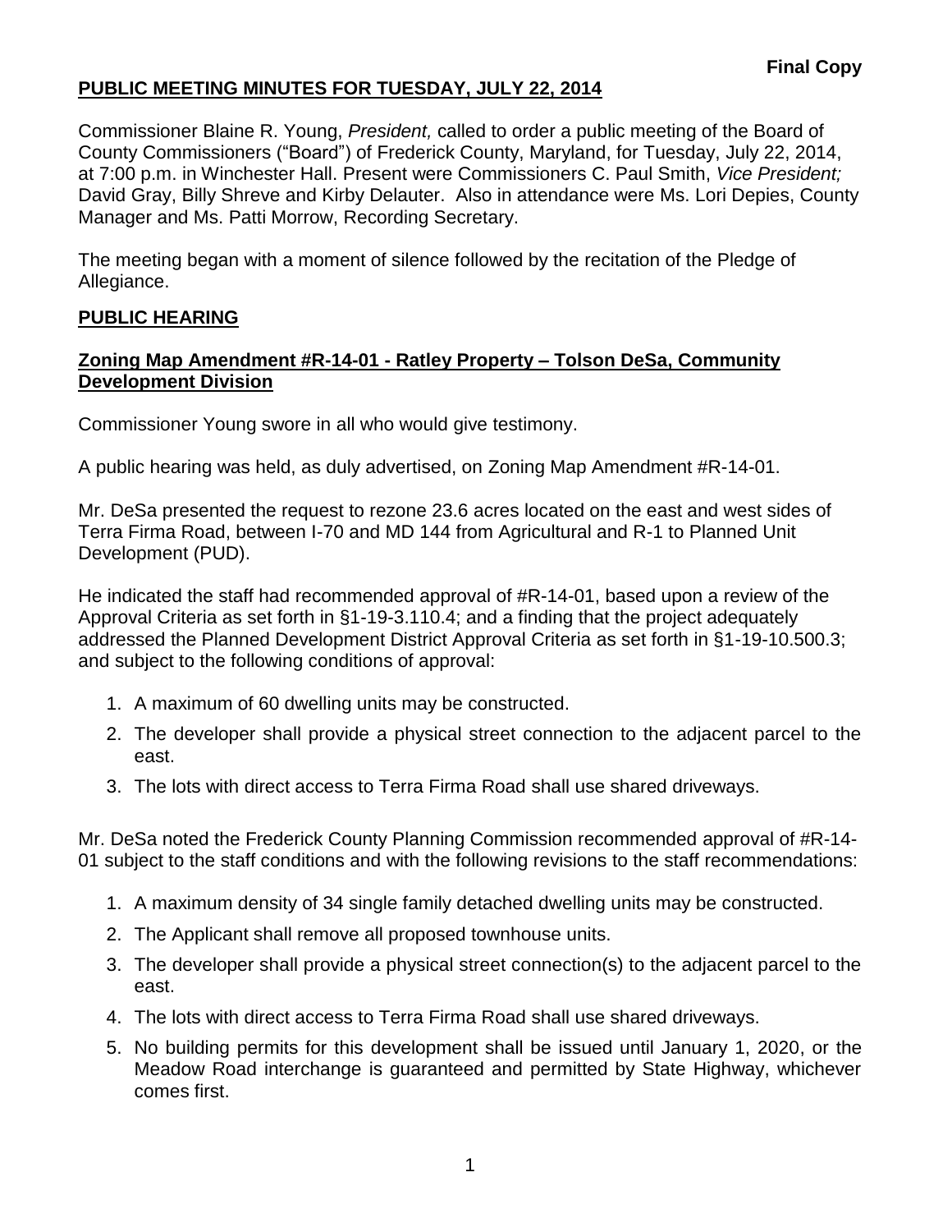**Final Copy**

# PUBLIC MEETING MINUTES FOR TUESDAY, JULY 22, 2014

Commissioner Blaine R. Young, *President,* called to order a public meeting of the Board of County Commissioners ("Board") of Frederick County, Maryland, for Tuesday, July 22, 2014, at 7:00 p.m. in Winchester Hall. Present were Commissioners C. Paul Smith, *Vice President;* David Gray, Billy Shreve and Kirby Delauter. Also in attendance were Ms. Lori Depies, County Manager and Ms. Patti Morrow, Recording Secretary.

The meeting began with a moment of silence followed by the recitation of the Pledge of Allegiance.

## PUBLIC HEARING

### Zoning Map Amendment #R-14-01 - Ratley Property – Tolson DeSa, Community Development Division

Commissioner Young swore in all who would give testimony.

A public hearing was held, as duly advertised, on Zoning Map Amendment #R-14-01.

Mr. DeSa presented the request to rezone 23.6 acres located on the east and west sides of Terra Firma Road, between I-70 and MD 144 from Agricultural and R-1 to Planned Unit Development (PUD).

He indicated the staff had recommended approval of #R-14-01, based upon a review of the Approval Criteria as set forth in §1-19-3.110.4; and a finding that the project adequately addressed the Planned Development District Approval Criteria as set forth in §1-19-10.500.3; and subject to the following conditions of approval:

1. A maximum of 60 dwelling units may be constructed.
2. The developer shall provide a physical street connection to the adjacent parcel to the east.
3. The lots with direct access to Terra Firma Road shall use shared driveways.

Mr. DeSa noted the Frederick County Planning Commission recommended approval of #R-14-01 subject to the staff conditions and with the following revisions to the staff recommendations:

1. A maximum density of 34 single family detached dwelling units may be constructed.
2. The Applicant shall remove all proposed townhouse units.
3. The developer shall provide a physical street connection(s) to the adjacent parcel to the east.
4. The lots with direct access to Terra Firma Road shall use shared driveways.
5. No building permits for this development shall be issued until January 1, 2020, or the Meadow Road interchange is guaranteed and permitted by State Highway, whichever comes first.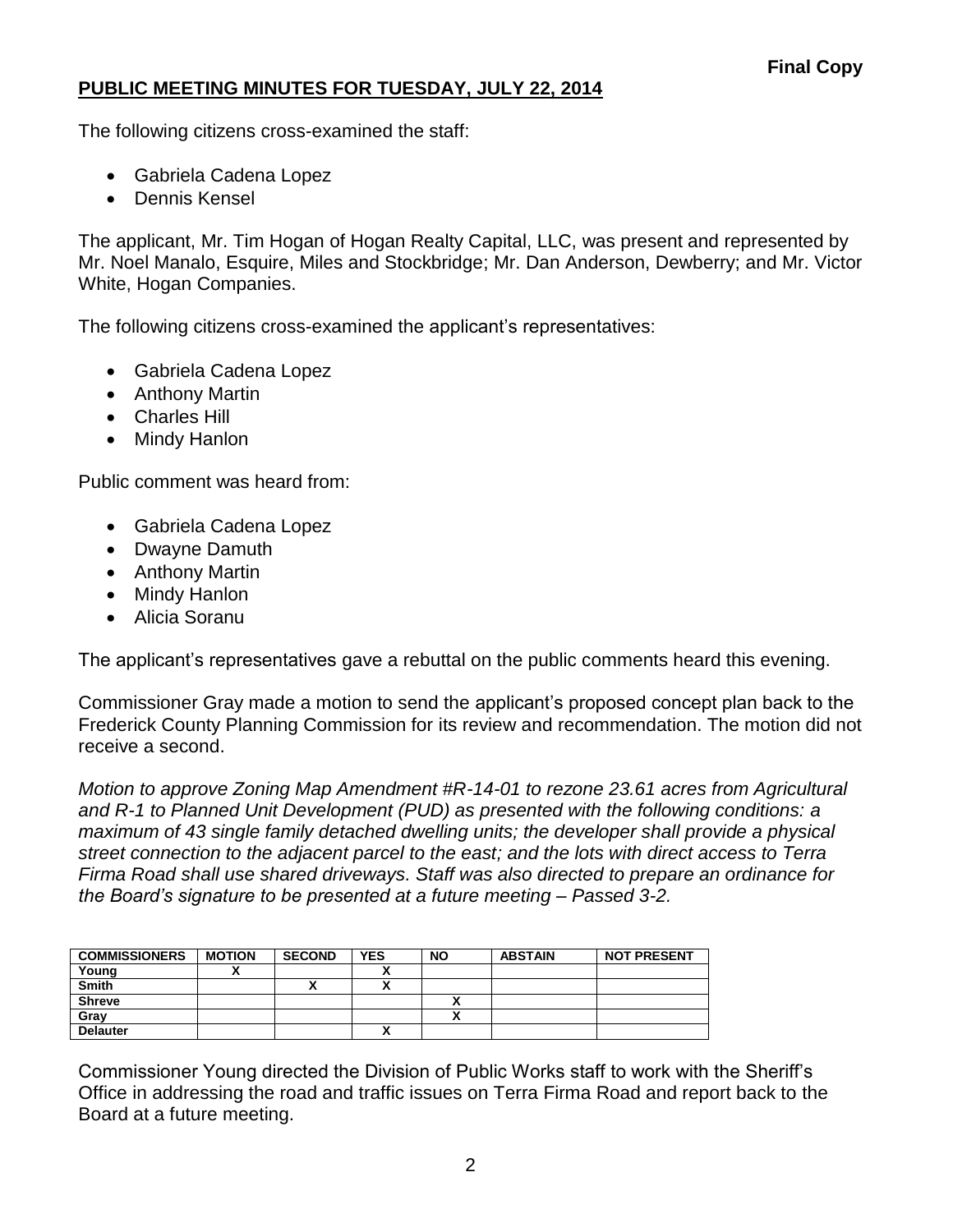**Final Copy**

**PUBLIC MEETING MINUTES FOR TUESDAY, JULY 22, 2014**

The following citizens cross-examined the staff:

- Gabriela Cadena Lopez
- Dennis Kensel

The applicant, Mr. Tim Hogan of Hogan Realty Capital, LLC, was present and represented by Mr. Noel Manalo, Esquire, Miles and Stockbridge; Mr. Dan Anderson, Dewberry; and Mr. Victor White, Hogan Companies.

The following citizens cross-examined the applicant's representatives:

- Gabriela Cadena Lopez
- Anthony Martin
- Charles Hill
- Mindy Hanlon

Public comment was heard from:

- Gabriela Cadena Lopez
- Dwayne Damuth
- Anthony Martin
- Mindy Hanlon
- Alicia Soranu

The applicant's representatives gave a rebuttal on the public comments heard this evening.

Commissioner Gray made a motion to send the applicant's proposed concept plan back to the Frederick County Planning Commission for its review and recommendation. The motion did not receive a second.

*Motion to approve Zoning Map Amendment #R-14-01 to rezone 23.61 acres from Agricultural and R-1 to Planned Unit Development (PUD) as presented with the following conditions: a maximum of 43 single family detached dwelling units; the developer shall provide a physical street connection to the adjacent parcel to the east; and the lots with direct access to Terra Firma Road shall use shared driveways. Staff was also directed to prepare an ordinance for the Board's signature to be presented at a future meeting – Passed 3-2.*

| COMMISSIONERS | MOTION | SECOND | YES | NO | ABSTAIN | NOT PRESENT |
|---|---|---|---|---|---|---|
| Young | X | | X | | | |
| Smith | | X | X | | | |
| Shreve | | | | X | | |
| Gray | | | | X | | |
| Delauter | | | X | | | |

Commissioner Young directed the Division of Public Works staff to work with the Sheriff's Office in addressing the road and traffic issues on Terra Firma Road and report back to the Board at a future meeting.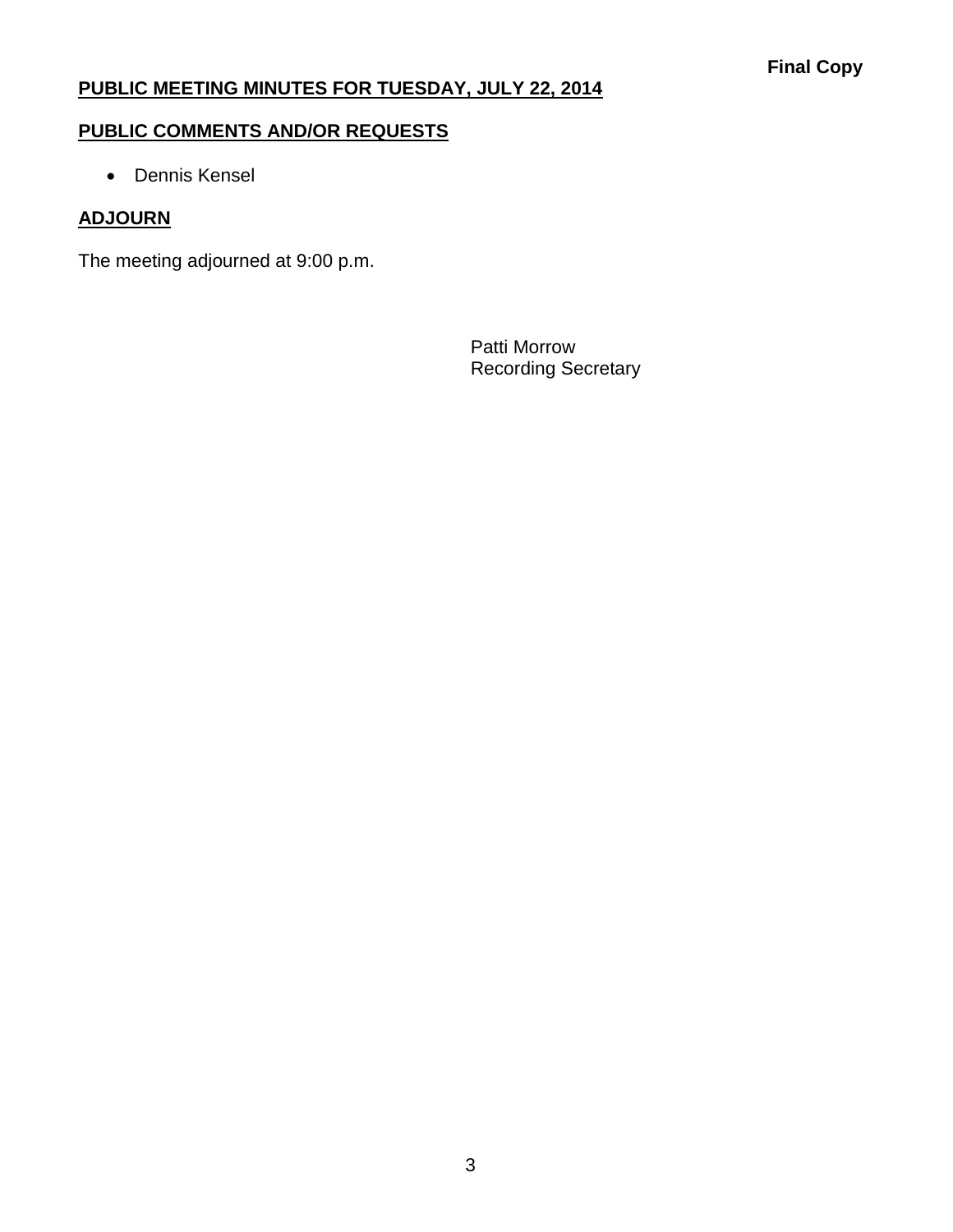**Final Copy**

**PUBLIC MEETING MINUTES FOR TUESDAY, JULY 22, 2014**

**PUBLIC COMMENTS AND/OR REQUESTS**

- Dennis Kensel

**ADJOURN**

The meeting adjourned at 9:00 p.m.

Patti Morrow
Recording Secretary